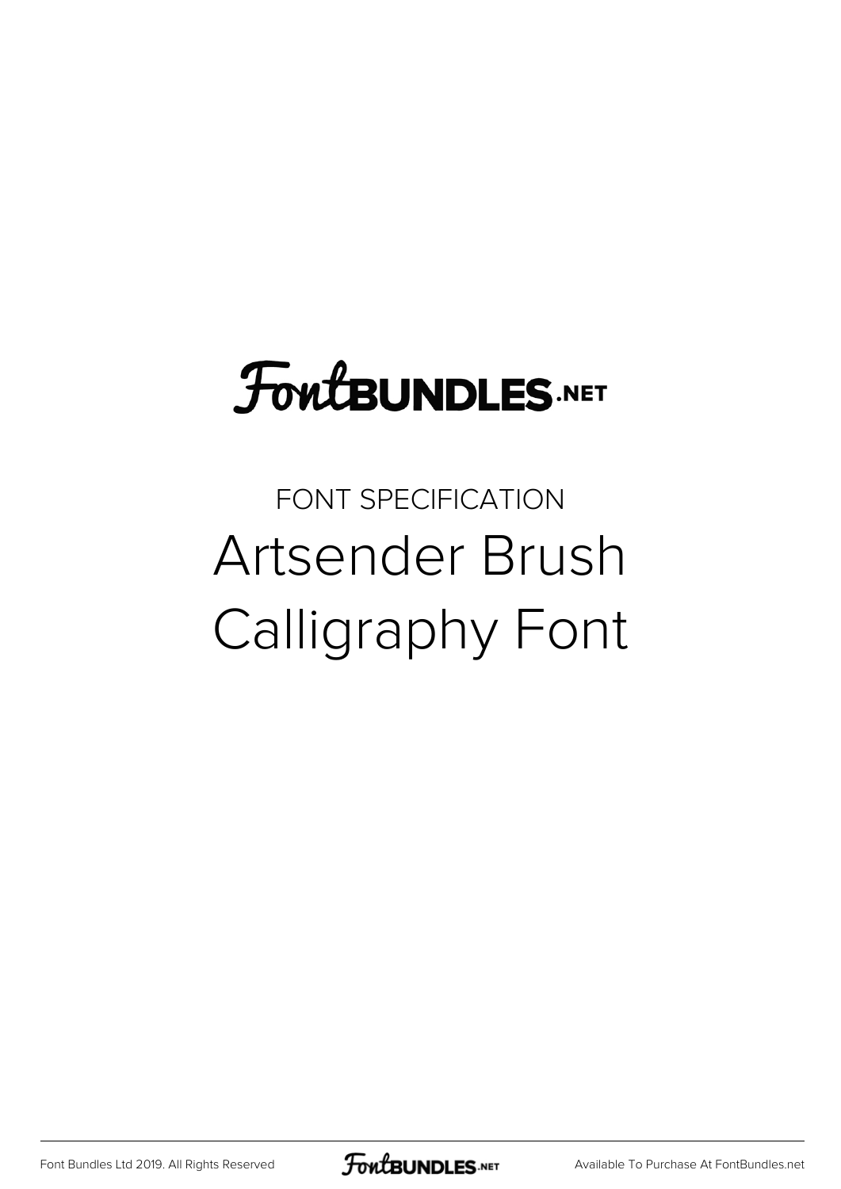FontBUNDLES.NET

FONT SPECIFICATION

# Artsender Brush Calligraphy Font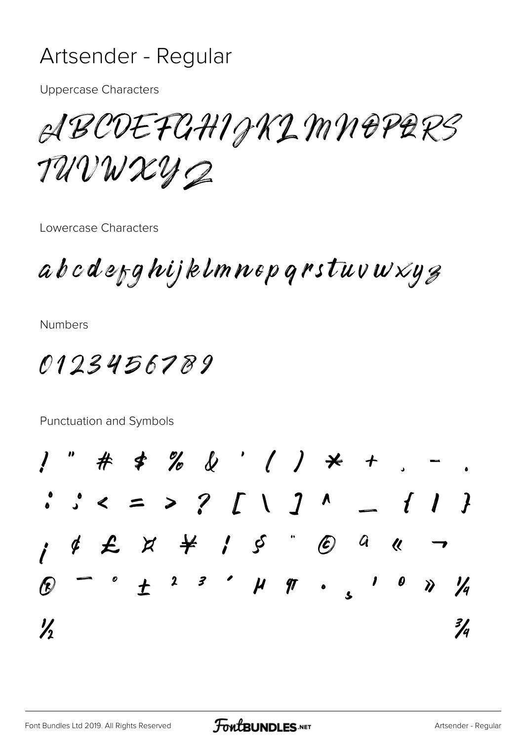# Artsender - Regular

Uppercase Characters

ABCDEFGHIJKLMNOPQRS TUVWXYZ

Lowercase Characters

abcdefghijklmnopqrstuvwxyz

Numbers

0123456789

Punctuation and Symbols

! " # $ % & ' ( ) * + , - .
: ; < = > ? [ \ ] ^ _ { | }
¡ ¢ £ ¤ ¥ ¦ § ¨ © ª « ¬
® ¯ ° ± ² ³ ´ µ ¶ · ¸ ¹ º » ¼
½ ¾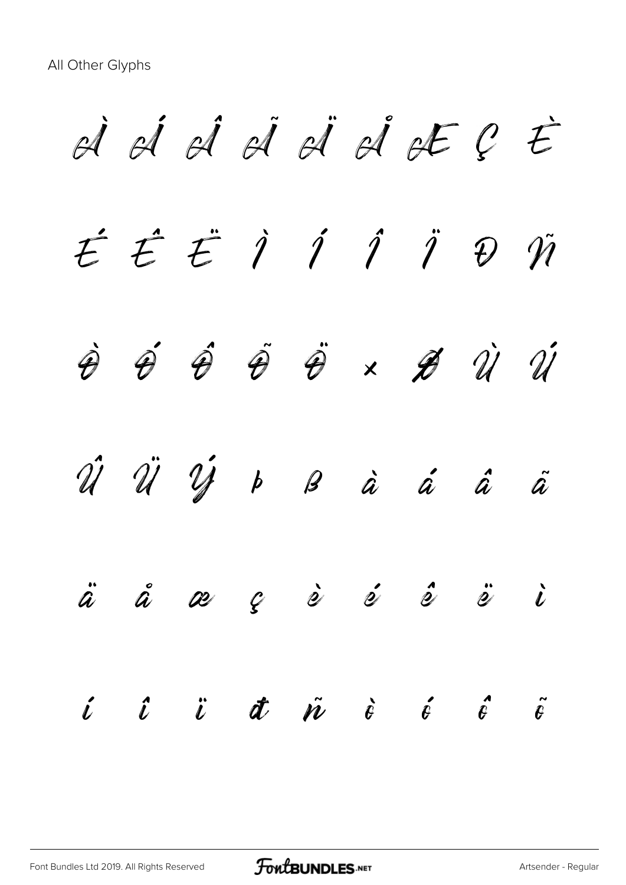All Other Glyphs

À Á Â Ã Ä Å Æ Ç È

É Ê Ë Ì Í Î Ï Ð Ñ

Ò Ó Ô Õ Ö × Ø Ù Ú

Û Ü Ý Þ ß à á â ã

ä å æ ç è é ê ë ì

í î ï ð ñ ò ó ô õ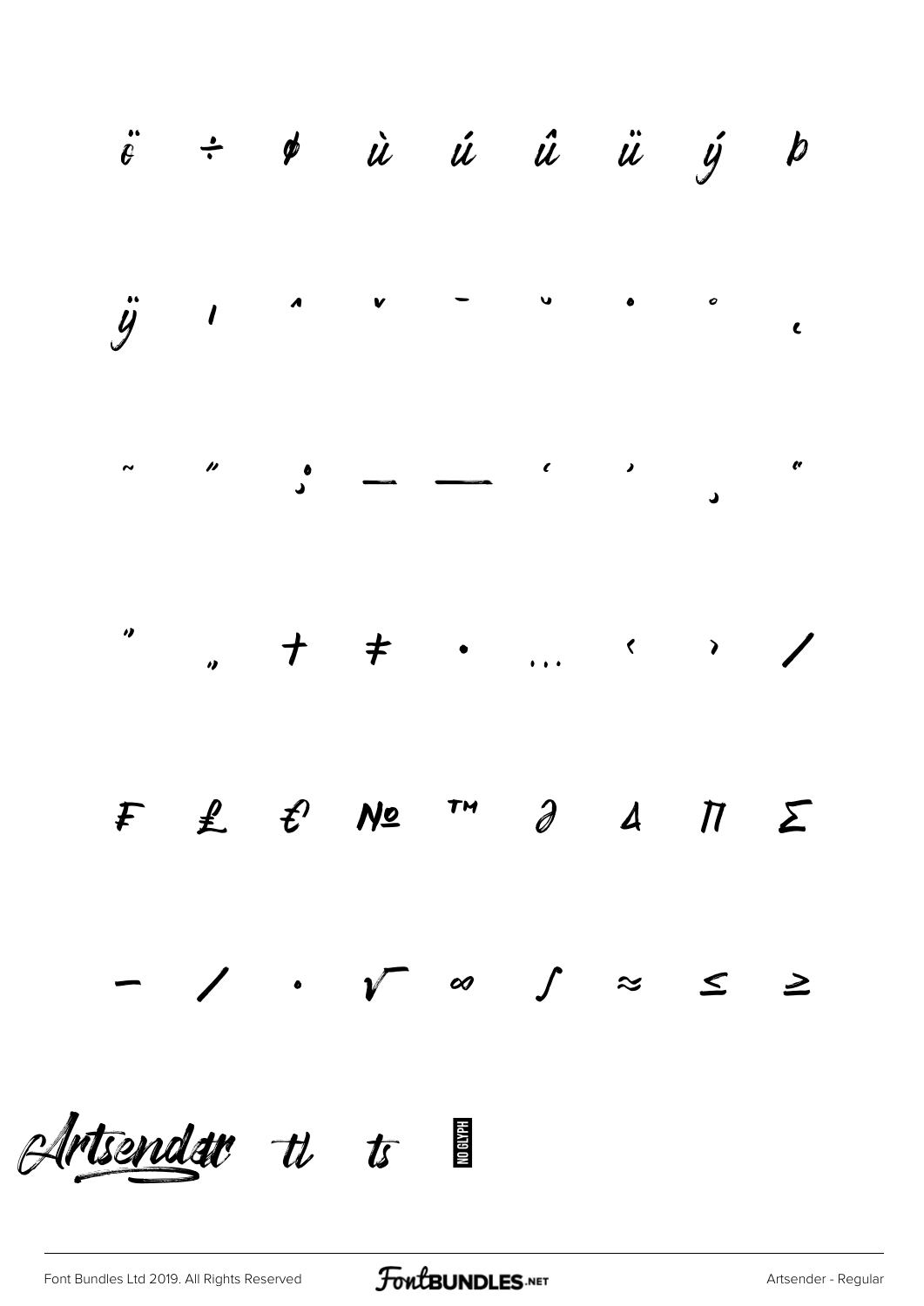ö ÷ ø ù ú û ü ý þ

ÿ ı ˆ ˇ ¯ ˘ ˙ ˚ ˛

˜ ˝ ; – — ‘ ’ ‚ “

” „ † ‡ • … ‹ › ⁄

₣ ₤ € № ™ ∂ ∆ ∏ ∑

− ∕ ∙ √ ∞ ∫ ≈ ≤ ≥

Artsender tt ts NO GLYPH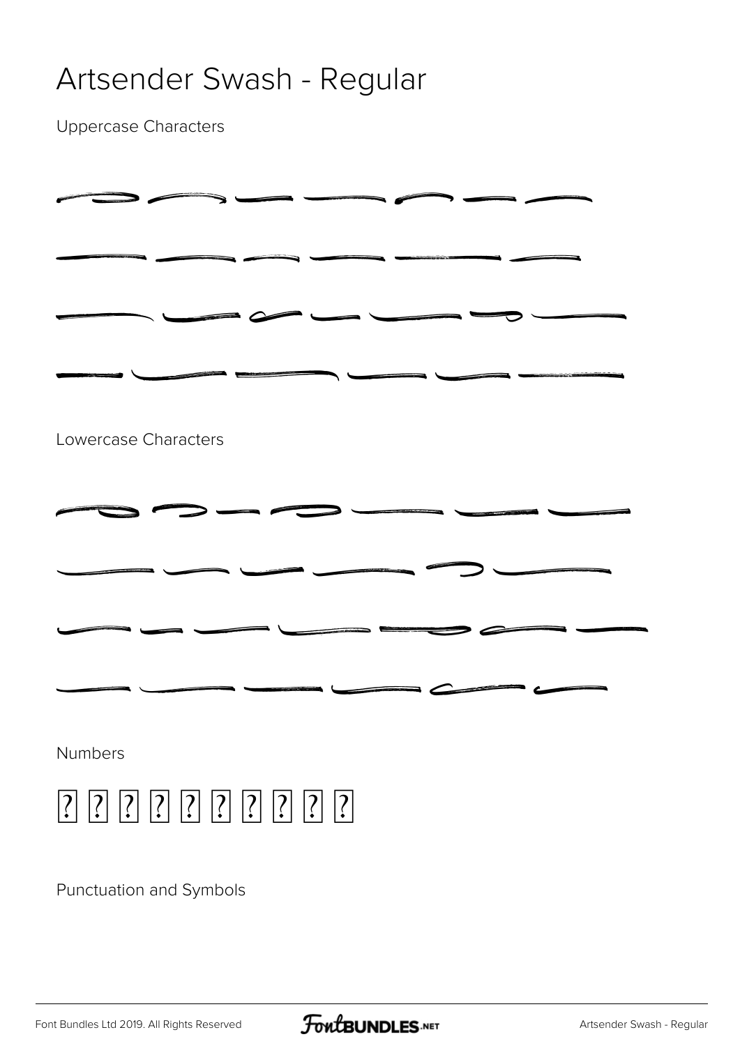# Artsender Swash - Regular

Uppercase Characters

Lowercase Characters

Numbers

? ? ? ? ? ? ? ? ? ?

Punctuation and Symbols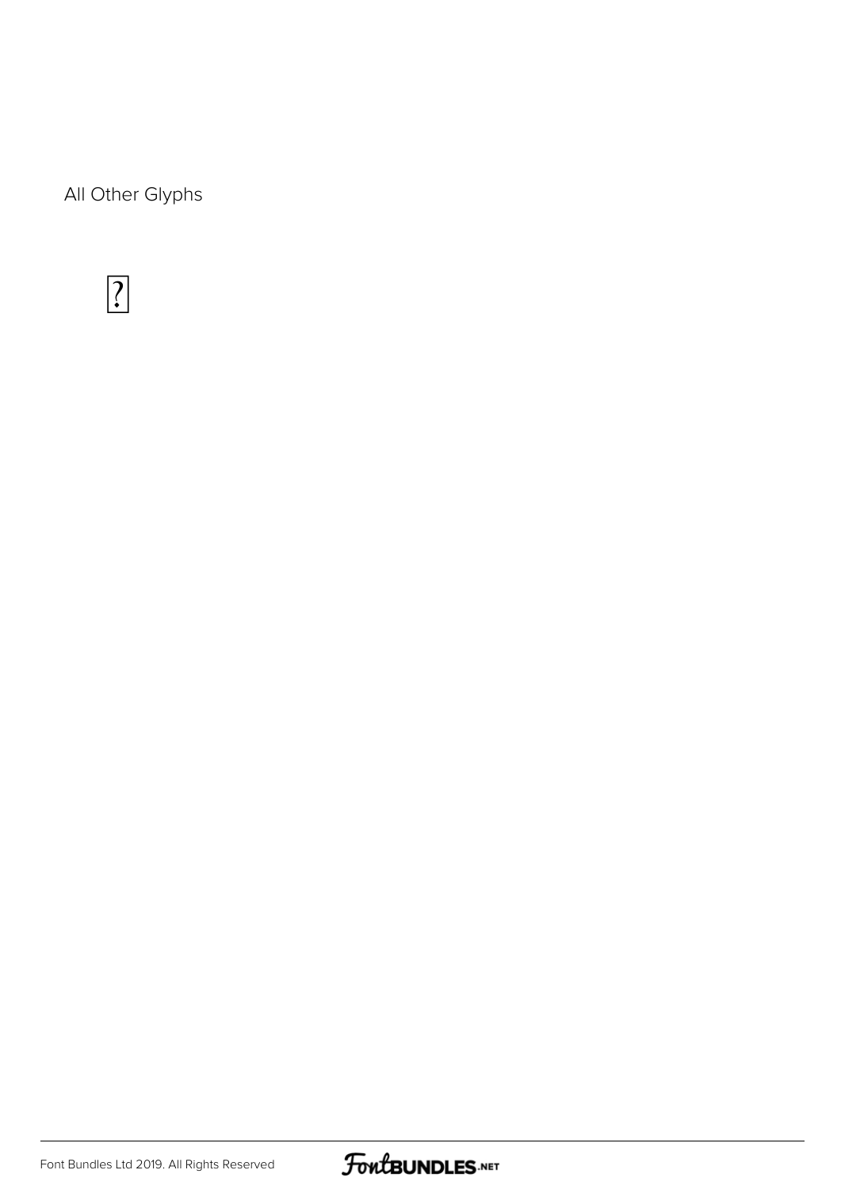All Other Glyphs

?